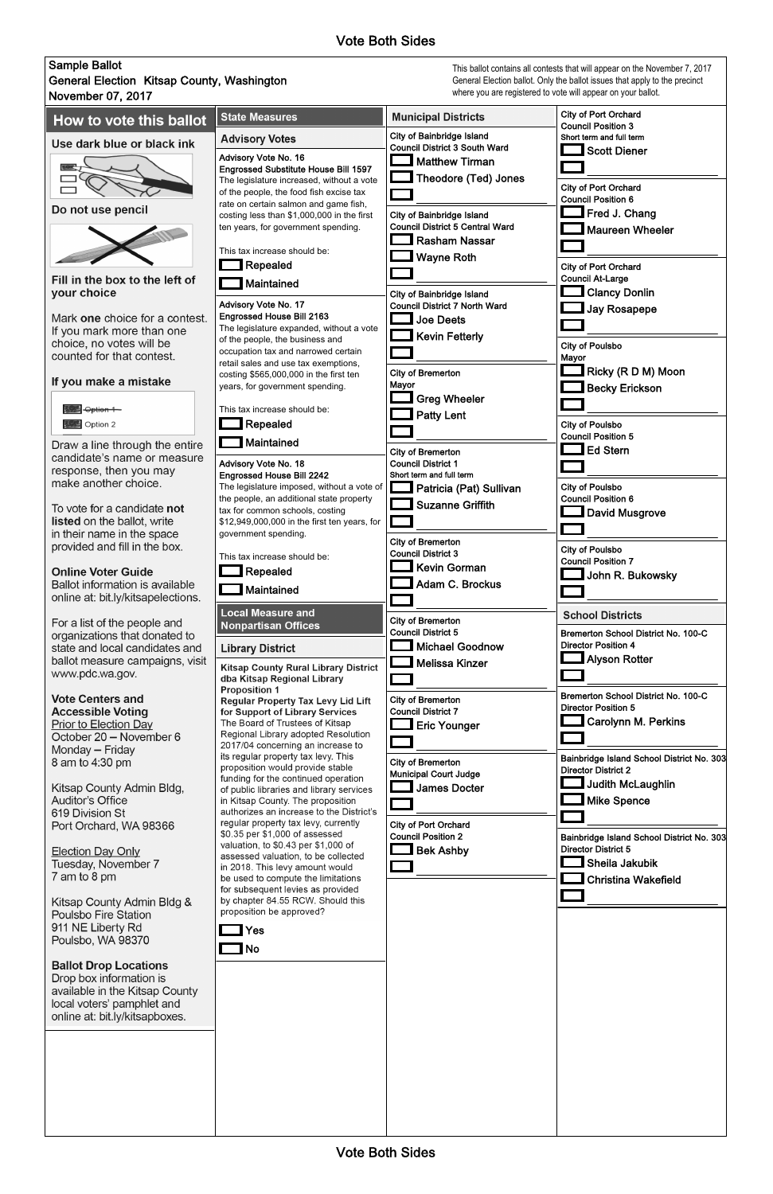Vote Both Sides

**Sample Ballot**
**General Election Kitsap County, Washington**
**November 07, 2017**

This ballot contains all contests that will appear on the November 7, 2017 General Election ballot. Only the ballot issues that apply to the precinct where you are registered to vote will appear on your ballot.

## How to vote this ballot

**Use dark blue or black ink**

**Do not use pencil**

**Fill in the box to the left of your choice**

Mark **one** choice for a contest. If you mark more than one choice, no votes will be counted for that contest.

**If you make a mistake**

~~Option 1~~
Option 2

Draw a line through the entire candidate's name or measure response, then you may make another choice.

To vote for a candidate **not listed** on the ballot, write in their name in the space provided and fill in the box.

**Online Voter Guide**
Ballot information is available online at: bit.ly/kitsapelections.

For a list of the people and organizations that donated to state and local candidates and ballot measure campaigns, visit www.pdc.wa.gov.

**Vote Centers and Accessible Voting**
Prior to Election Day
October 20 – November 6
Monday – Friday
8 am to 4:30 pm

Kitsap County Admin Bldg, Auditor's Office
619 Division St
Port Orchard, WA 98366

Election Day Only
Tuesday, November 7
7 am to 8 pm

Kitsap County Admin Bldg & Poulsbo Fire Station
911 NE Liberty Rd
Poulsbo, WA 98370

**Ballot Drop Locations**
Drop box information is available in the Kitsap County local voters' pamphlet and online at: bit.ly/kitsapboxes.

## State Measures

### Advisory Votes

**Advisory Vote No. 16**
**Engrossed Substitute House Bill 1597**
The legislature increased, without a vote of the people, the food fish excise tax rate on certain salmon and game fish, costing less than $1,000,000 in the first ten years, for government spending.

This tax increase should be:
- ☐ Repealed
- ☐ Maintained

**Advisory Vote No. 17**
**Engrossed House Bill 2163**
The legislature expanded, without a vote of the people, the business and occupation tax and narrowed certain retail sales and use tax exemptions, costing $565,000,000 in the first ten years, for government spending.

This tax increase should be:
- ☐ Repealed
- ☐ Maintained

**Advisory Vote No. 18**
**Engrossed House Bill 2242**
The legislature imposed, without a vote of the people, an additional state property tax for common schools, costing $12,949,000,000 in the first ten years, for government spending.

This tax increase should be:
- ☐ Repealed
- ☐ Maintained

## Local Measure and Nonpartisan Offices

### Library District

**Kitsap County Rural Library District dba Kitsap Regional Library Proposition 1**
**Regular Property Tax Levy Lid Lift for Support of Library Services**
The Board of Trustees of Kitsap Regional Library adopted Resolution 2017/04 concerning an increase to its regular property tax levy. This proposition would provide stable funding for the continued operation of public libraries and library services in Kitsap County. The proposition authorizes an increase to the District's regular property tax levy, currently $0.35 per $1,000 of assessed valuation, to $0.43 per $1,000 of assessed valuation, to be collected in 2018. This levy amount would be used to compute the limitations for subsequent levies as provided by chapter 84.55 RCW. Should this proposition be approved?

- ☐ Yes
- ☐ No

## Municipal Districts

**City of Bainbridge Island**
**Council District 3 South Ward**
- ☐ Matthew Tirman
- ☐ Theodore (Ted) Jones
- ☐ ________________

**City of Bainbridge Island**
**Council District 5 Central Ward**
- ☐ Rasham Nassar
- ☐ Wayne Roth
- ☐ ________________

**City of Bainbridge Island**
**Council District 7 North Ward**
- ☐ Joe Deets
- ☐ Kevin Fetterly
- ☐ ________________

**City of Bremerton**
**Mayor**
- ☐ Greg Wheeler
- ☐ Patty Lent
- ☐ ________________

**City of Bremerton**
**Council District 1**
Short term and full term
- ☐ Patricia (Pat) Sullivan
- ☐ Suzanne Griffith
- ☐ ________________

**City of Bremerton**
**Council District 3**
- ☐ Kevin Gorman
- ☐ Adam C. Brockus
- ☐ ________________

**City of Bremerton**
**Council District 5**
- ☐ Michael Goodnow
- ☐ Melissa Kinzer
- ☐ ________________

**City of Bremerton**
**Council District 7**
- ☐ Eric Younger
- ☐ ________________

**City of Bremerton**
**Municipal Court Judge**
- ☐ James Docter
- ☐ ________________

**City of Port Orchard**
**Council Position 2**
- ☐ Bek Ashby
- ☐ ________________

**City of Port Orchard**
**Council Position 3**
Short term and full term
- ☐ Scott Diener
- ☐ ________________

**City of Port Orchard**
**Council Position 6**
- ☐ Fred J. Chang
- ☐ Maureen Wheeler
- ☐ ________________

**City of Port Orchard**
**Council At-Large**
- ☐ Clancy Donlin
- ☐ Jay Rosapepe
- ☐ ________________

**City of Poulsbo**
**Mayor**
- ☐ Ricky (R D M) Moon
- ☐ Becky Erickson
- ☐ ________________

**City of Poulsbo**
**Council Position 5**
- ☐ Ed Stern
- ☐ ________________

**City of Poulsbo**
**Council Position 6**
- ☐ David Musgrove
- ☐ ________________

**City of Poulsbo**
**Council Position 7**
- ☐ John R. Bukowsky
- ☐ ________________

## School Districts

**Bremerton School District No. 100-C**
**Director Position 4**
- ☐ Alyson Rotter
- ☐ ________________

**Bremerton School District No. 100-C**
**Director Position 5**
- ☐ Carolynn M. Perkins
- ☐ ________________

**Bainbridge Island School District No. 303**
**Director District 2**
- ☐ Judith McLaughlin
- ☐ Mike Spence
- ☐ ________________

**Bainbridge Island School District No. 303**
**Director District 5**
- ☐ Sheila Jakubik
- ☐ Christina Wakefield
- ☐ ________________

Vote Both Sides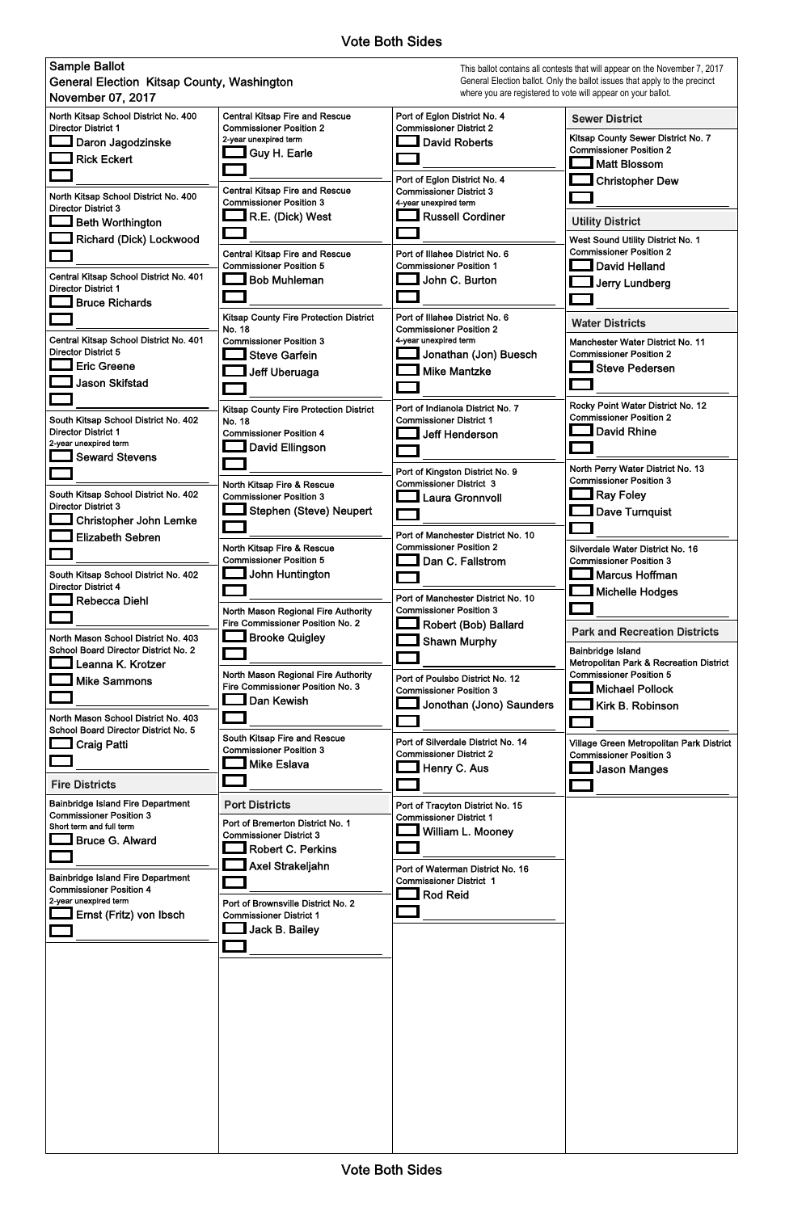Vote Both Sides

**Sample Ballot**
**General Election Kitsap County, Washington**
**November 07, 2017**

This ballot contains all contests that will appear on the November 7, 2017 General Election ballot. Only the ballot issues that apply to the precinct where you are registered to vote will appear on your ballot.

North Kitsap School District No. 400
Director District 1
- Daron Jagodzinske
- Rick Eckert
- ________

North Kitsap School District No. 400
Director District 3
- Beth Worthington
- Richard (Dick) Lockwood
- ________

Central Kitsap School District No. 401
Director District 1
- Bruce Richards
- ________

Central Kitsap School District No. 401
Director District 5
- Eric Greene
- Jason Skifstad
- ________

South Kitsap School District No. 402
Director District 1
2-year unexpired term
- Seward Stevens
- ________

South Kitsap School District No. 402
Director District 3
- Christopher John Lemke
- Elizabeth Sebren
- ________

South Kitsap School District No. 402
Director District 4
- Rebecca Diehl
- ________

North Mason School District No. 403
School Board Director District No. 2
- Leanna K. Krotzer
- Mike Sammons
- ________

North Mason School District No. 403
School Board Director District No. 5
- Craig Patti
- ________

## Fire Districts

Bainbridge Island Fire Department
Commissioner Position 3
Short term and full term
- Bruce G. Alward
- ________

Bainbridge Island Fire Department
Commissioner Position 4
2-year unexpired term
- Ernst (Fritz) von Ibsch
- ________

Central Kitsap Fire and Rescue
Commissioner Position 2
2-year unexpired term
- Guy H. Earle
- ________

Central Kitsap Fire and Rescue
Commissioner Position 3
- R.E. (Dick) West
- ________

Central Kitsap Fire and Rescue
Commissioner Position 5
- Bob Muhleman
- ________

Kitsap County Fire Protection District No. 18
Commissioner Position 3
- Steve Garfein
- Jeff Uberuaga
- ________

Kitsap County Fire Protection District No. 18
Commissioner Position 4
- David Ellingson
- ________

North Kitsap Fire & Rescue
Commissioner Position 3
- Stephen (Steve) Neupert
- ________

North Kitsap Fire & Rescue
Commissioner Position 5
- John Huntington
- ________

North Mason Regional Fire Authority
Fire Commissioner Position No. 2
- Brooke Quigley
- ________

North Mason Regional Fire Authority
Fire Commissioner Position No. 3
- Dan Kewish
- ________

South Kitsap Fire and Rescue
Commissioner Position 3
- Mike Eslava
- ________

## Port Districts

Port of Bremerton District No. 1
Commissioner District 3
- Robert C. Perkins
- Axel Strakeljahn
- ________

Port of Brownsville District No. 2
Commissioner District 1
- Jack B. Bailey
- ________

Port of Eglon District No. 4
Commissioner District 2
- David Roberts
- ________

Port of Eglon District No. 4
Commissioner District 3
4-year unexpired term
- Russell Cordiner
- ________

Port of Illahee District No. 6
Commissioner Position 1
- John C. Burton
- ________

Port of Illahee District No. 6
Commissioner Position 2
4-year unexpired term
- Jonathan (Jon) Buesch
- Mike Mantzke
- ________

Port of Indianola District No. 7
Commissioner District 1
- Jeff Henderson
- ________

Port of Kingston District No. 9
Commissioner District 3
- Laura Gronnvoll
- ________

Port of Manchester District No. 10
Commissioner Position 2
- Dan C. Fallstrom
- ________

Port of Manchester District No. 10
Commissioner Position 3
- Robert (Bob) Ballard
- Shawn Murphy
- ________

Port of Poulsbo District No. 12
Commissioner Position 3
- Jonothan (Jono) Saunders
- ________

Port of Silverdale District No. 14
Commissioner District 2
- Henry C. Aus
- ________

Port of Tracyton District No. 15
Commissioner District 1
- William L. Mooney
- ________

Port of Waterman District No. 16
Commissioner District 1
- Rod Reid
- ________

## Sewer District

Kitsap County Sewer District No. 7
Commissioner Position 2
- Matt Blossom
- Christopher Dew
- ________

## Utility District

West Sound Utility District No. 1
Commissioner Position 2
- David Helland
- Jerry Lundberg
- ________

## Water Districts

Manchester Water District No. 11
Commissioner Position 2
- Steve Pedersen
- ________

Rocky Point Water District No. 12
Commissioner Position 2
- David Rhine
- ________

North Perry Water District No. 13
Commissioner Position 3
- Ray Foley
- Dave Turnquist
- ________

Silverdale Water District No. 16
Commissioner Position 3
- Marcus Hoffman
- Michelle Hodges
- ________

## Park and Recreation Districts

Bainbridge Island
Metropolitan Park & Recreation District
Commissioner Position 5
- Michael Pollock
- Kirk B. Robinson
- ________

Village Green Metropolitan Park District
Commissioner Position 3
- Jason Manges
- ________

Vote Both Sides